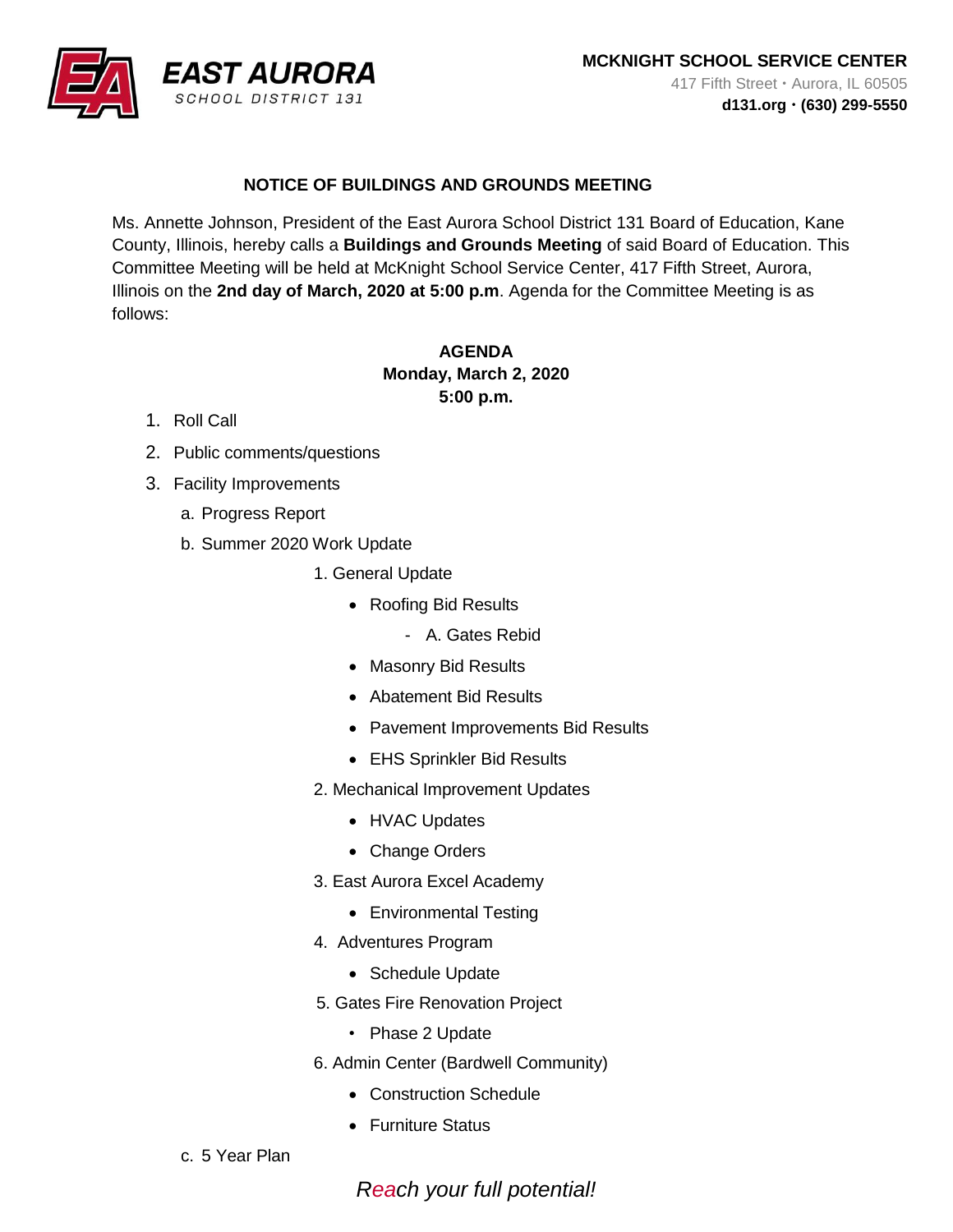**EAST AURORA**
SCHOOL DISTRICT 131

**MCKNIGHT SCHOOL SERVICE CENTER**
417 Fifth Street • Aurora, IL 60505
**d131.org • (630) 299-5550**

## NOTICE OF BUILDINGS AND GROUNDS MEETING

Ms. Annette Johnson, President of the East Aurora School District 131 Board of Education, Kane County, Illinois, hereby calls a **Buildings and Grounds Meeting** of said Board of Education. This Committee Meeting will be held at McKnight School Service Center, 417 Fifth Street, Aurora, Illinois on the **2nd day of March, 2020 at 5:00 p.m**. Agenda for the Committee Meeting is as follows:

**AGENDA**
**Monday, March 2, 2020**
**5:00 p.m.**

1. Roll Call
2. Public comments/questions
3. Facility Improvements
   a. Progress Report
   b. Summer 2020 Work Update
      1. General Update
         - Roofing Bid Results
            - A. Gates Rebid
         - Masonry Bid Results
         - Abatement Bid Results
         - Pavement Improvements Bid Results
         - EHS Sprinkler Bid Results
      2. Mechanical Improvement Updates
         - HVAC Updates
         - Change Orders
      3. East Aurora Excel Academy
         - Environmental Testing
      4. Adventures Program
         - Schedule Update
      5. Gates Fire Renovation Project
         - Phase 2 Update
      6. Admin Center (Bardwell Community)
         - Construction Schedule
         - Furniture Status
   c. 5 Year Plan

*Reach your full potential!*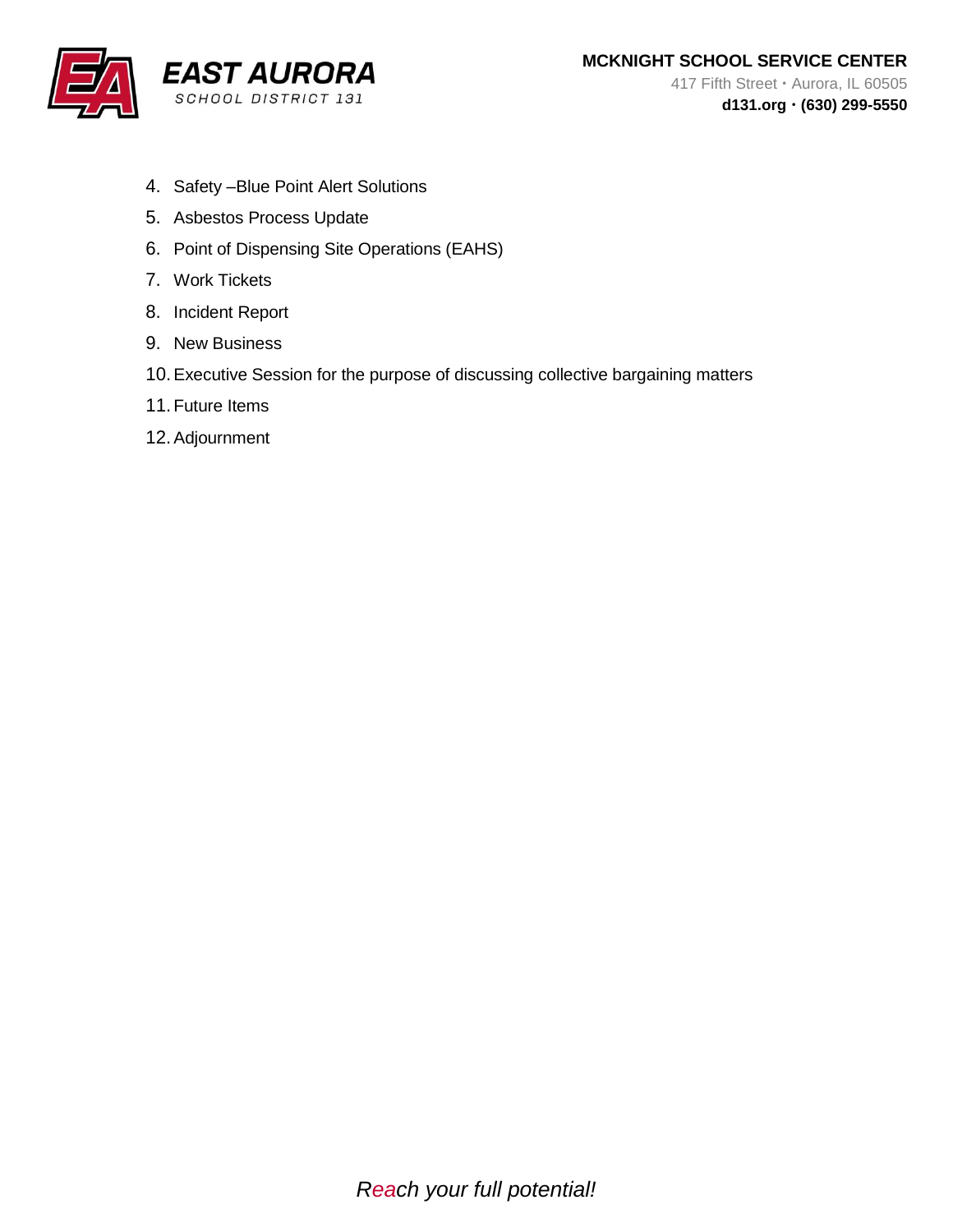4. Safety –Blue Point Alert Solutions
5. Asbestos Process Update
6. Point of Dispensing Site Operations (EAHS)
7. Work Tickets
8. Incident Report
9. New Business
10. Executive Session for the purpose of discussing collective bargaining matters
11. Future Items
12. Adjournment